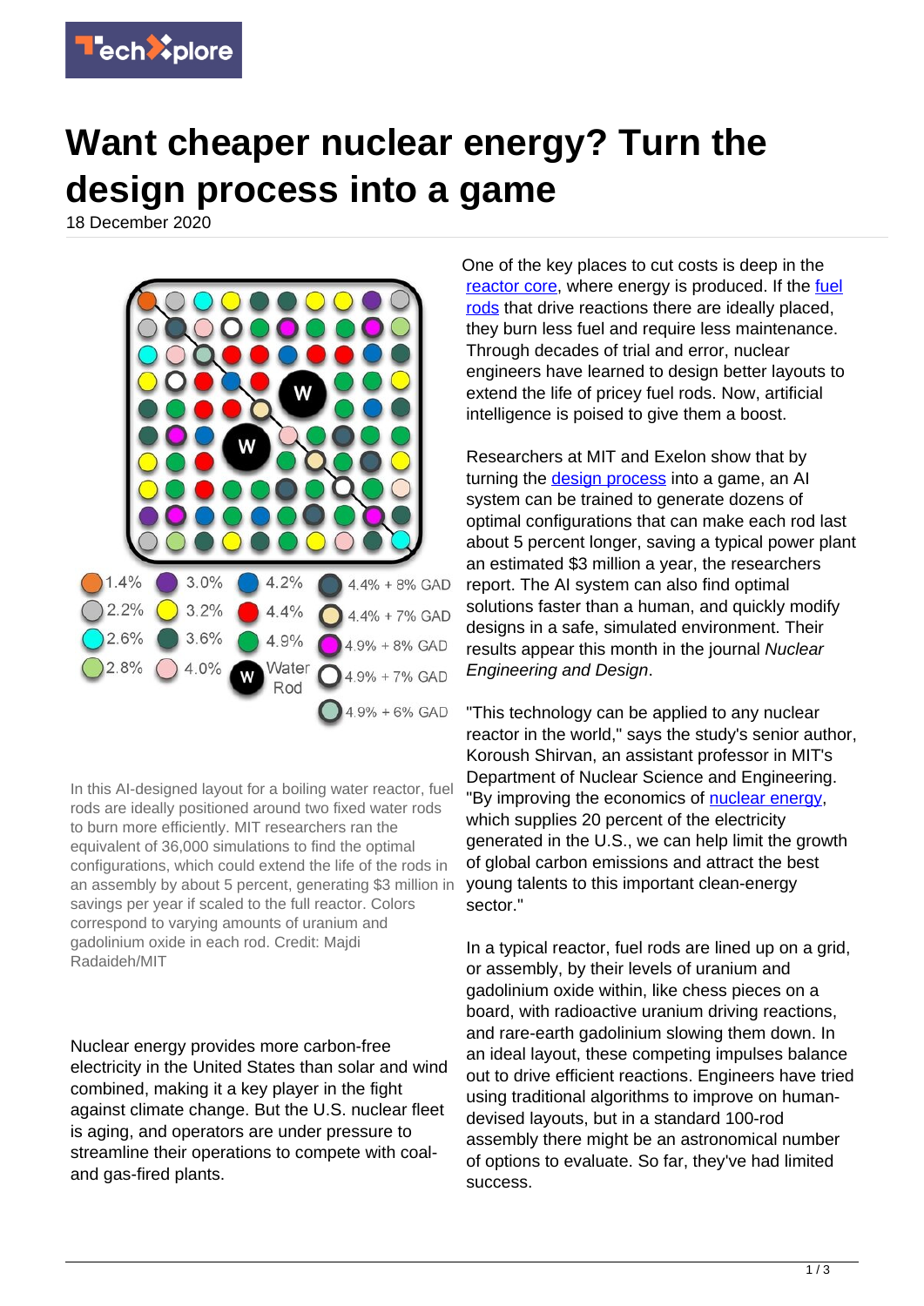# Want cheaper nuclear energy? Turn the design process into a game

18 December 2020

In this AI-designed layout for a boiling water reactor, fuel rods are ideally positioned around two fixed water rods to burn more efficiently. MIT researchers ran the equivalent of 36,000 simulations to find the optimal configurations, which could extend the life of the rods in an assembly by about 5 percent, generating $3 million in savings per year if scaled to the full reactor. Colors correspond to varying amounts of uranium and gadolinium oxide in each rod. Credit: Majdi Radaideh/MIT

Nuclear energy provides more carbon-free electricity in the United States than solar and wind combined, making it a key player in the fight against climate change. But the U.S. nuclear fleet is aging, and operators are under pressure to streamline their operations to compete with coal- and gas-fired plants.

One of the key places to cut costs is deep in the reactor core, where energy is produced. If the fuel rods that drive reactions there are ideally placed, they burn less fuel and require less maintenance. Through decades of trial and error, nuclear engineers have learned to design better layouts to extend the life of pricey fuel rods. Now, artificial intelligence is poised to give them a boost.

Researchers at MIT and Exelon show that by turning the design process into a game, an AI system can be trained to generate dozens of optimal configurations that can make each rod last about 5 percent longer, saving a typical power plant an estimated $3 million a year, the researchers report. The AI system can also find optimal solutions faster than a human, and quickly modify designs in a safe, simulated environment. Their results appear this month in the journal *Nuclear Engineering and Design*.

"This technology can be applied to any nuclear reactor in the world," says the study's senior author, Koroush Shirvan, an assistant professor in MIT's Department of Nuclear Science and Engineering. "By improving the economics of nuclear energy, which supplies 20 percent of the electricity generated in the U.S., we can help limit the growth of global carbon emissions and attract the best young talents to this important clean-energy sector."

In a typical reactor, fuel rods are lined up on a grid, or assembly, by their levels of uranium and gadolinium oxide within, like chess pieces on a board, with radioactive uranium driving reactions, and rare-earth gadolinium slowing them down. In an ideal layout, these competing impulses balance out to drive efficient reactions. Engineers have tried using traditional algorithms to improve on human-devised layouts, but in a standard 100-rod assembly there might be an astronomical number of options to evaluate. So far, they've had limited success.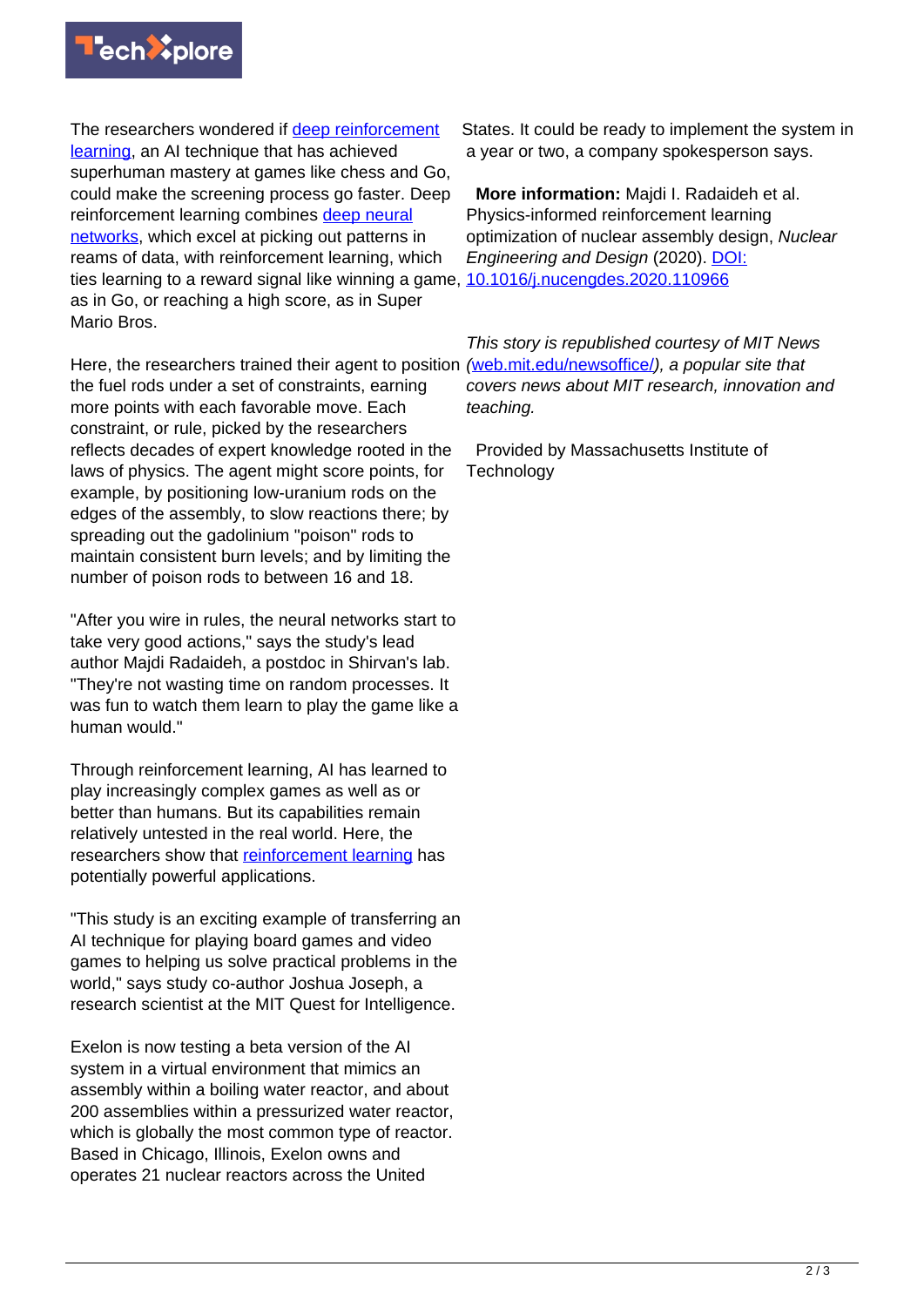The researchers wondered if deep reinforcement learning, an AI technique that has achieved superhuman mastery at games like chess and Go, could make the screening process go faster. Deep reinforcement learning combines deep neural networks, which excel at picking out patterns in reams of data, with reinforcement learning, which ties learning to a reward signal like winning a game, as in Go, or reaching a high score, as in Super Mario Bros.

Here, the researchers trained their agent to position the fuel rods under a set of constraints, earning more points with each favorable move. Each constraint, or rule, picked by the researchers reflects decades of expert knowledge rooted in the laws of physics. The agent might score points, for example, by positioning low-uranium rods on the edges of the assembly, to slow reactions there; by spreading out the gadolinium "poison" rods to maintain consistent burn levels; and by limiting the number of poison rods to between 16 and 18.

"After you wire in rules, the neural networks start to take very good actions," says the study's lead author Majdi Radaideh, a postdoc in Shirvan's lab. "They're not wasting time on random processes. It was fun to watch them learn to play the game like a human would."

Through reinforcement learning, AI has learned to play increasingly complex games as well as or better than humans. But its capabilities remain relatively untested in the real world. Here, the researchers show that reinforcement learning has potentially powerful applications.

"This study is an exciting example of transferring an AI technique for playing board games and video games to helping us solve practical problems in the world," says study co-author Joshua Joseph, a research scientist at the MIT Quest for Intelligence.

Exelon is now testing a beta version of the AI system in a virtual environment that mimics an assembly within a boiling water reactor, and about 200 assemblies within a pressurized water reactor, which is globally the most common type of reactor. Based in Chicago, Illinois, Exelon owns and operates 21 nuclear reactors across the United States. It could be ready to implement the system in a year or two, a company spokesperson says.

**More information:** Majdi I. Radaideh et al. Physics-informed reinforcement learning optimization of nuclear assembly design, *Nuclear Engineering and Design* (2020). DOI: 10.1016/j.nucengdes.2020.110966

*This story is republished courtesy of MIT News (web.mit.edu/newsoffice/), a popular site that covers news about MIT research, innovation and teaching.*

Provided by Massachusetts Institute of Technology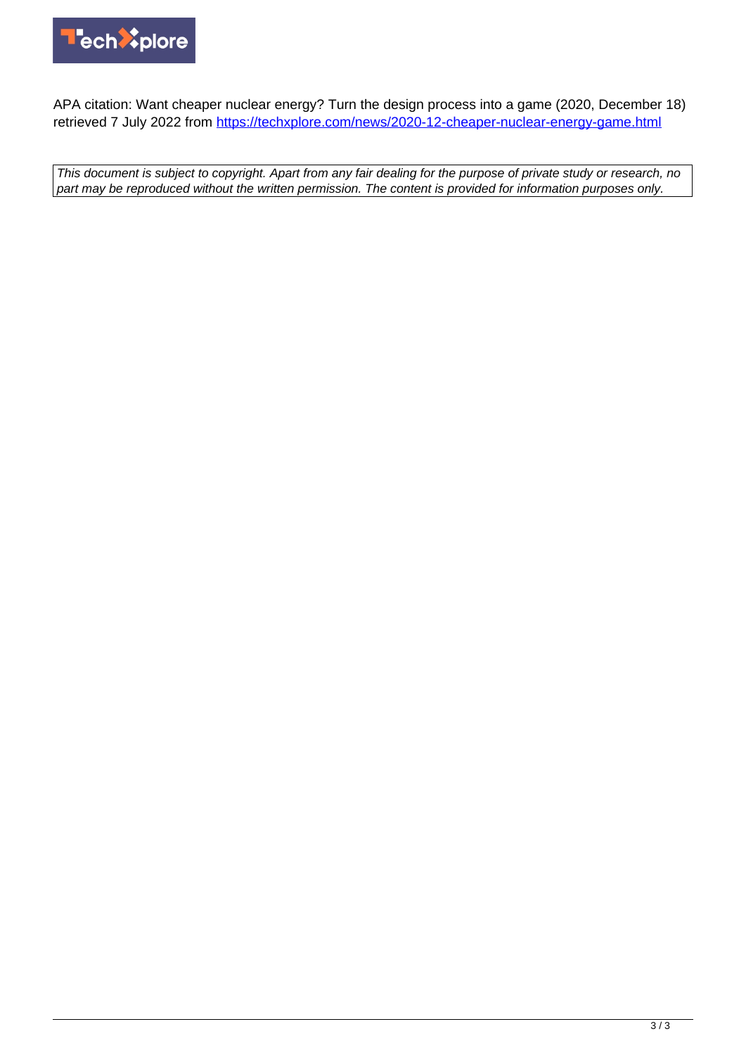APA citation: Want cheaper nuclear energy? Turn the design process into a game (2020, December 18) retrieved 7 July 2022 from https://techxplore.com/news/2020-12-cheaper-nuclear-energy-game.html

*This document is subject to copyright. Apart from any fair dealing for the purpose of private study or research, no part may be reproduced without the written permission. The content is provided for information purposes only.*